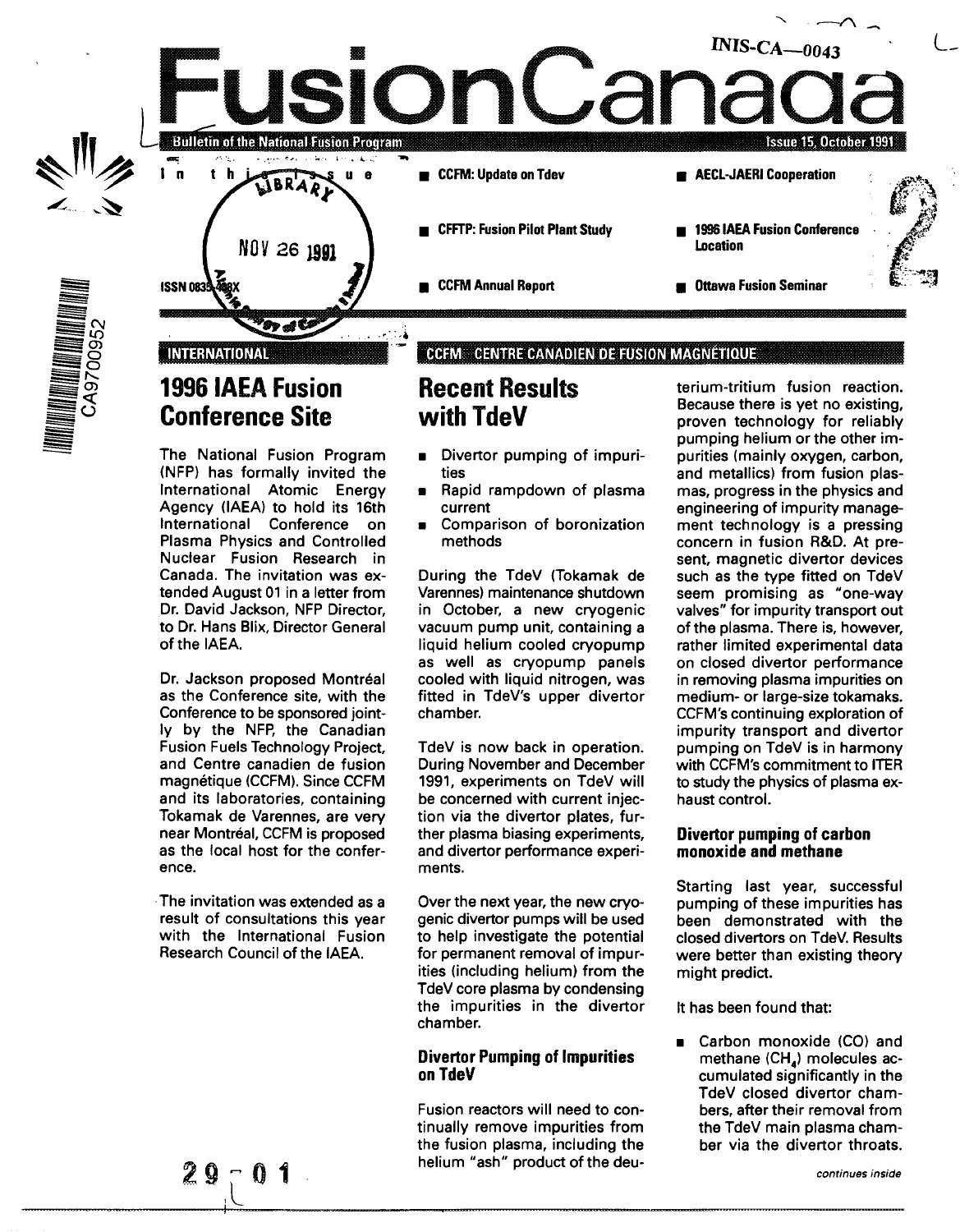INIS-CA—0043

# FusionCanada

Bulletin of the National Fusion Program

Issue 15, October 1991

ISSN 0835-488X

In this issue

- CCFM: Update on Tdev
- CFFTP: Fusion Pilot Plant Study
- CCFM Annual Report
- AECL-JAERI Cooperation
- 1996 IAEA Fusion Conference Location
- Ottawa Fusion Seminar

INTERNATIONAL

## 1996 IAEA Fusion Conference Site

The National Fusion Program (NFP) has formally invited the International Atomic Energy Agency (IAEA) to hold its 16th International Conference on Plasma Physics and Controlled Nuclear Fusion Research in Canada. The invitation was extended August 01 in a letter from Dr. David Jackson, NFP Director, to Dr. Hans Blix, Director General of the IAEA.

Dr. Jackson proposed Montréal as the Conference site, with the Conference to be sponsored jointly by the NFP, the Canadian Fusion Fuels Technology Project, and Centre canadien de fusion magnétique (CCFM). Since CCFM and its laboratories, containing Tokamak de Varennes, are very near Montréal, CCFM is proposed as the local host for the conference.

The invitation was extended as a result of consultations this year with the International Fusion Research Council of the IAEA.

CCFM · CENTRE CANADIEN DE FUSION MAGNÉTIQUE

## Recent Results with TdeV

- Divertor pumping of impurities
- Rapid rampdown of plasma current
- Comparison of boronization methods

During the TdeV (Tokamak de Varennes) maintenance shutdown in October, a new cryogenic vacuum pump unit, containing a liquid helium cooled cryopump as well as cryopump panels cooled with liquid nitrogen, was fitted in TdeV's upper divertor chamber.

TdeV is now back in operation. During November and December 1991, experiments on TdeV will be concerned with current injection via the divertor plates, further plasma biasing experiments, and divertor performance experiments.

Over the next year, the new cryogenic divertor pumps will be used to help investigate the potential for permanent removal of impurities (including helium) from the TdeV core plasma by condensing the impurities in the divertor chamber.

### Divertor Pumping of Impurities on TdeV

Fusion reactors will need to continually remove impurities from the fusion plasma, including the helium "ash" product of the deuterium-tritium fusion reaction. Because there is yet no existing, proven technology for reliably pumping helium or the other impurities (mainly oxygen, carbon, and metallics) from fusion plasmas, progress in the physics and engineering of impurity management technology is a pressing concern in fusion R&D. At present, magnetic divertor devices such as the type fitted on TdeV seem promising as "one-way valves" for impurity transport out of the plasma. There is, however, rather limited experimental data on closed divertor performance in removing plasma impurities on medium- or large-size tokamaks. CCFM's continuing exploration of impurity transport and divertor pumping on TdeV is in harmony with CCFM's commitment to ITER to study the physics of plasma exhaust control.

### Divertor pumping of carbon monoxide and methane

Starting last year, successful pumping of these impurities has been demonstrated with the closed divertors on TdeV. Results were better than existing theory might predict.

It has been found that:

- Carbon monoxide (CO) and methane ($CH_4$) molecules accumulated significantly in the TdeV closed divertor chambers, after their removal from the TdeV main plasma chamber via the divertor throats.

*continues inside*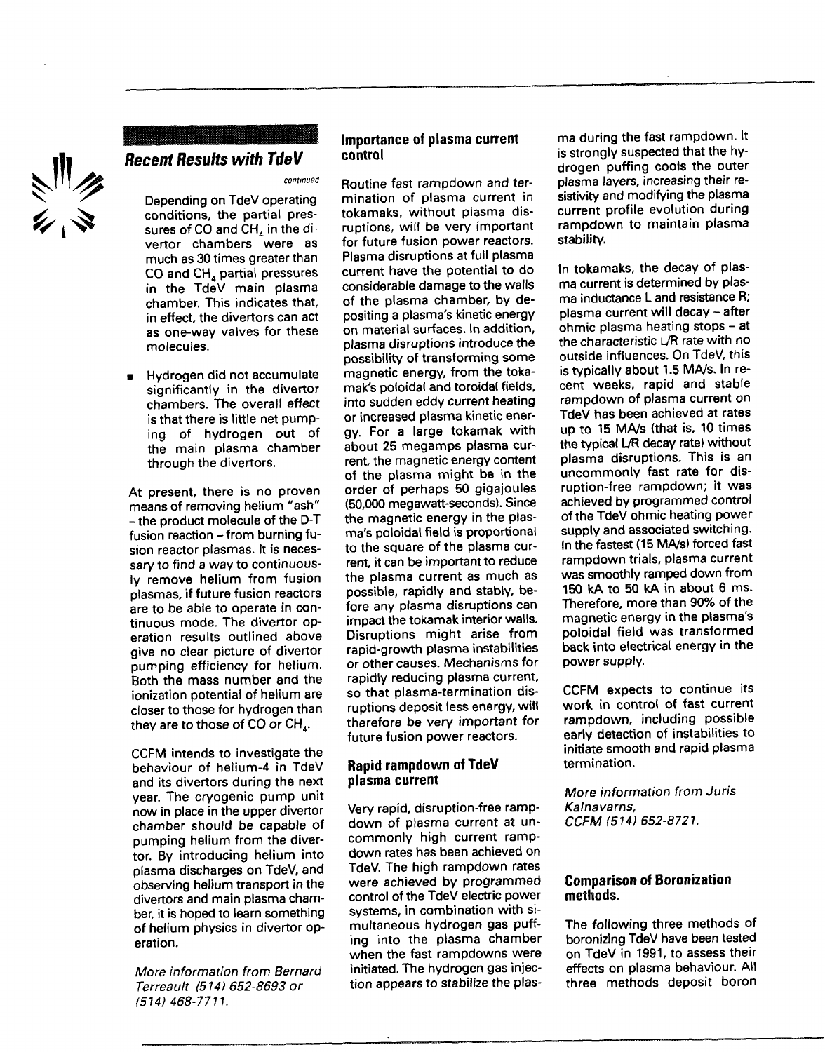## Recent Results with TdeV

*continued*

Depending on TdeV operating conditions, the partial pressures of CO and $CH_4$ in the divertor chambers were as much as 30 times greater than CO and $CH_4$ partial pressures in the TdeV main plasma chamber. This indicates that, in effect, the divertors can act as one-way valves for these molecules.

- Hydrogen did not accumulate significantly in the divertor chambers. The overall effect is that there is little net pumping of hydrogen out of the main plasma chamber through the divertors.

At present, there is no proven means of removing helium "ash" – the product molecule of the D-T fusion reaction – from burning fusion reactor plasmas. It is necessary to find a way to continuously remove helium from fusion plasmas, if future fusion reactors are to be able to operate in continuous mode. The divertor operation results outlined above give no clear picture of divertor pumping efficiency for helium. Both the mass number and the ionization potential of helium are closer to those for hydrogen than they are to those of CO or $CH_4$.

CCFM intends to investigate the behaviour of helium-4 in TdeV and its divertors during the next year. The cryogenic pump unit now in place in the upper divertor chamber should be capable of pumping helium from the divertor. By introducing helium into plasma discharges on TdeV, and observing helium transport in the divertors and main plasma chamber, it is hoped to learn something of helium physics in divertor operation.

*More information from Bernard Terreault (514) 652-8693 or (514) 468-7711.*

### Importance of plasma current control

Routine fast rampdown and termination of plasma current in tokamaks, without plasma disruptions, will be very important for future fusion power reactors. Plasma disruptions at full plasma current have the potential to do considerable damage to the walls of the plasma chamber, by depositing a plasma's kinetic energy on material surfaces. In addition, plasma disruptions introduce the possibility of transforming some magnetic energy, from the tokamak's poloidal and toroidal fields, into sudden eddy current heating or increased plasma kinetic energy. For a large tokamak with about 25 megamps plasma current, the magnetic energy content of the plasma might be in the order of perhaps 50 gigajoules (50,000 megawatt-seconds). Since the magnetic energy in the plasma's poloidal field is proportional to the square of the plasma current, it can be important to reduce the plasma current as much as possible, rapidly and stably, before any plasma disruptions can impact the tokamak interior walls. Disruptions might arise from rapid-growth plasma instabilities or other causes. Mechanisms for rapidly reducing plasma current, so that plasma-termination disruptions deposit less energy, will therefore be very important for future fusion power reactors.

### Rapid rampdown of TdeV plasma current

Very rapid, disruption-free rampdown of plasma current at uncommonly high current rampdown rates has been achieved on TdeV. The high rampdown rates were achieved by programmed control of the TdeV electric power systems, in combination with simultaneous hydrogen gas puffing into the plasma chamber when the fast rampdowns were initiated. The hydrogen gas injection appears to stabilize the plasma during the fast rampdown. It is strongly suspected that the hydrogen puffing cools the outer plasma layers, increasing their resistivity and modifying the plasma current profile evolution during rampdown to maintain plasma stability.

In tokamaks, the decay of plasma current is determined by plasma inductance L and resistance R; plasma current will decay – after ohmic plasma heating stops – at the characteristic L/R rate with no outside influences. On TdeV, this is typically about 1.5 MA/s. In recent weeks, rapid and stable rampdown of plasma current on TdeV has been achieved at rates up to 15 MA/s (that is, 10 times the typical L/R decay rate) without plasma disruptions. This is an uncommonly fast rate for disruption-free rampdown; it was achieved by programmed control of the TdeV ohmic heating power supply and associated switching. In the fastest (15 MA/s) forced fast rampdown trials, plasma current was smoothly ramped down from 150 kA to 50 kA in about 6 ms. Therefore, more than 90% of the magnetic energy in the plasma's poloidal field was transformed back into electrical energy in the power supply.

CCFM expects to continue its work in control of fast current rampdown, including possible early detection of instabilities to initiate smooth and rapid plasma termination.

*More information from Juris Kalnavarns, CCFM (514) 652-8721.*

### Comparison of Boronization methods.

The following three methods of boronizing TdeV have been tested on TdeV in 1991, to assess their effects on plasma behaviour. All three methods deposit boron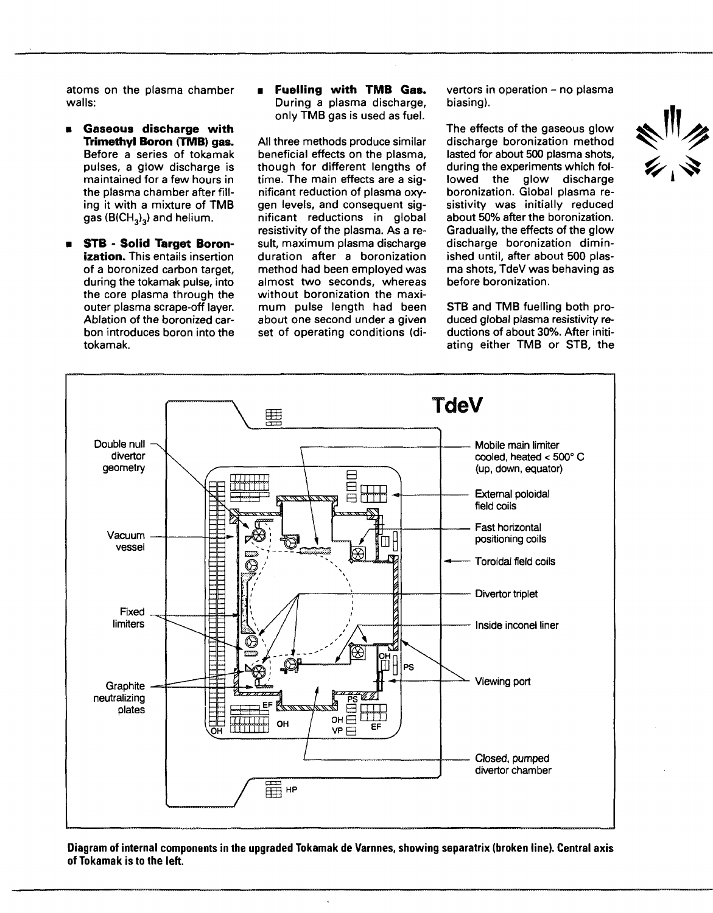atoms on the plasma chamber walls:

- **Gaseous discharge with Trimethyl Boron (TMB) gas.** Before a series of tokamak pulses, a glow discharge is maintained for a few hours in the plasma chamber after filling it with a mixture of TMB gas ($B(CH_3)_3$) and helium.
- **STB - Solid Target Boronization.** This entails insertion of a boronized carbon target, during the tokamak pulse, into the core plasma through the outer plasma scrape-off layer. Ablation of the boronized carbon introduces boron into the tokamak.
- **Fuelling with TMB Gas.** During a plasma discharge, only TMB gas is used as fuel.

All three methods produce similar beneficial effects on the plasma, though for different lengths of time. The main effects are a significant reduction of plasma oxygen levels, and consequent significant reductions in global resistivity of the plasma. As a result, maximum plasma discharge duration after a boronization method had been employed was almost two seconds, whereas without boronization the maximum pulse length had been about one second under a given set of operating conditions (divertors in operation – no plasma biasing).

The effects of the gaseous glow discharge boronization method lasted for about 500 plasma shots, during the experiments which followed the glow discharge boronization. Global plasma resistivity was initially reduced about 50% after the boronization. Gradually, the effects of the glow discharge boronization diminished until, after about 500 plasma shots, TdeV was behaving as before boronization.

STB and TMB fuelling both produced global plasma resistivity reductions of about 30%. After initiating either TMB or STB, the

**Diagram of internal components in the upgraded Tokamak de Varnnes, showing separatrix (broken line). Central axis of Tokamak is to the left.**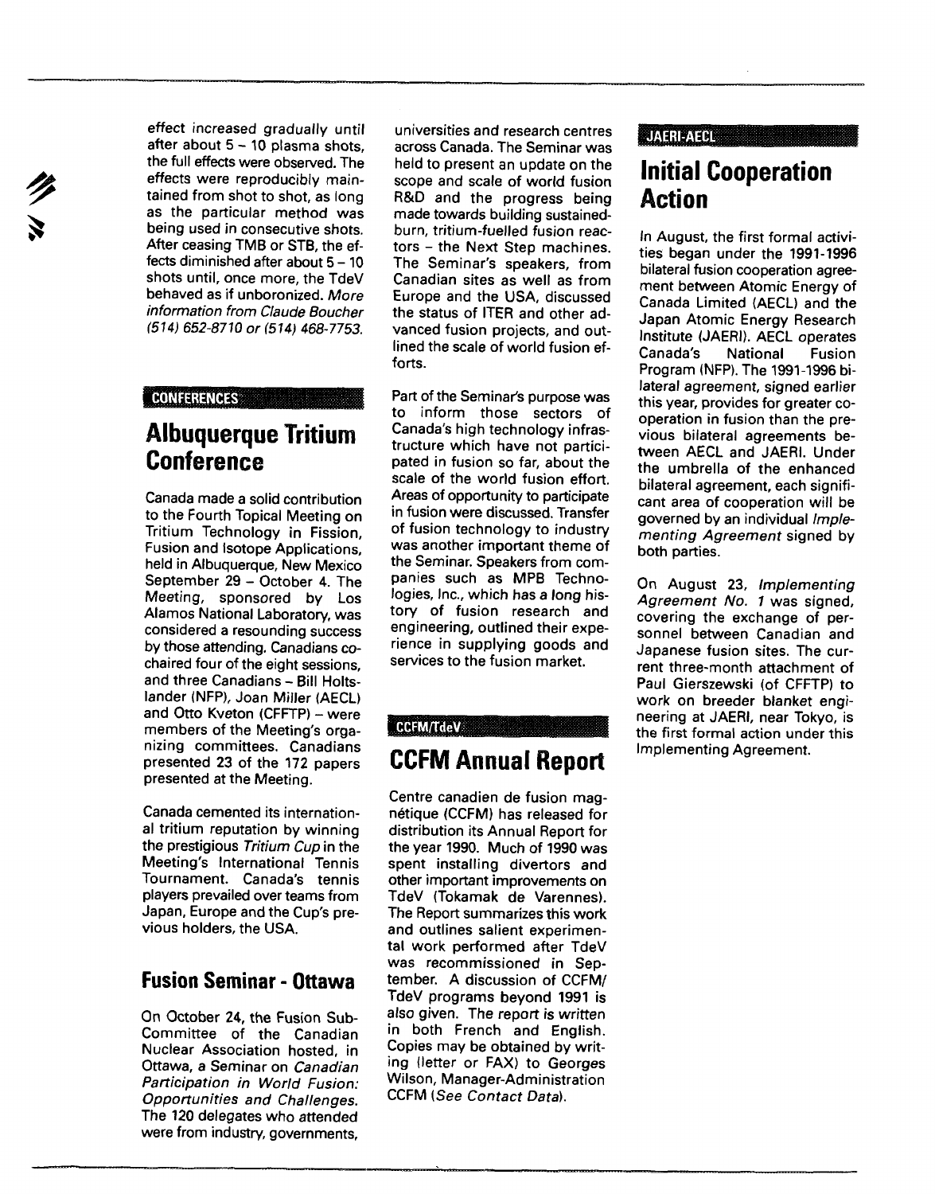effect increased gradually until after about 5 – 10 plasma shots, the full effects were observed. The effects were reproducibly maintained from shot to shot, as long as the particular method was being used in consecutive shots. After ceasing TMB or STB, the effects diminished after about 5 – 10 shots until, once more, the TdeV behaved as if unboronized. *More information from Claude Boucher (514) 652-8710 or (514) 468-7753.*

CONFERENCES

## Albuquerque Tritium Conference

Canada made a solid contribution to the Fourth Topical Meeting on Tritium Technology in Fission, Fusion and Isotope Applications, held in Albuquerque, New Mexico September 29 – October 4. The Meeting, sponsored by Los Alamos National Laboratory, was considered a resounding success by those attending. Canadians co-chaired four of the eight sessions, and three Canadians – Bill Holtslander (NFP), Joan Miller (AECL) and Otto Kveton (CFFTP) – were members of the Meeting's organizing committees. Canadians presented 23 of the 172 papers presented at the Meeting.

Canada cemented its international tritium reputation by winning the prestigious *Tritium Cup* in the Meeting's International Tennis Tournament. Canada's tennis players prevailed over teams from Japan, Europe and the Cup's previous holders, the USA.

## Fusion Seminar - Ottawa

On October 24, the Fusion Sub-Committee of the Canadian Nuclear Association hosted, in Ottawa, a Seminar on *Canadian Participation in World Fusion: Opportunities and Challenges.* The 120 delegates who attended were from industry, governments, universities and research centres across Canada. The Seminar was held to present an update on the scope and scale of world fusion R&D and the progress being made towards building sustained-burn, tritium-fuelled fusion reactors – the Next Step machines. The Seminar's speakers, from Canadian sites as well as from Europe and the USA, discussed the status of ITER and other advanced fusion projects, and outlined the scale of world fusion efforts.

Part of the Seminar's purpose was to inform those sectors of Canada's high technology infrastructure which have not participated in fusion so far, about the scale of the world fusion effort. Areas of opportunity to participate in fusion were discussed. Transfer of fusion technology to industry was another important theme of the Seminar. Speakers from companies such as MPB Technologies, Inc., which has a long history of fusion research and engineering, outlined their experience in supplying goods and services to the fusion market.

CCFM/TdeV

## CCFM Annual Report

Centre canadien de fusion magnétique (CCFM) has released for distribution its Annual Report for the year 1990. Much of 1990 was spent installing divertors and other important improvements on TdeV (Tokamak de Varennes). The Report summarizes this work and outlines salient experimental work performed after TdeV was recommissioned in September. A discussion of CCFM/TdeV programs beyond 1991 is also given. The report is written in both French and English. Copies may be obtained by writing (letter or FAX) to Georges Wilson, Manager-Administration CCFM (*See Contact Data*).

JAERI-AECL

## Initial Cooperation Action

In August, the first formal activities began under the 1991-1996 bilateral fusion cooperation agreement between Atomic Energy of Canada Limited (AECL) and the Japan Atomic Energy Research Institute (JAERI). AECL operates Canada's National Fusion Program (NFP). The 1991-1996 bilateral agreement, signed earlier this year, provides for greater cooperation in fusion than the previous bilateral agreements between AECL and JAERI. Under the umbrella of the enhanced bilateral agreement, each significant area of cooperation will be governed by an individual *Implementing Agreement* signed by both parties.

On August 23, *Implementing Agreement No. 1* was signed, covering the exchange of personnel between Canadian and Japanese fusion sites. The current three-month attachment of Paul Gierszewski (of CFFTP) to work on breeder blanket engineering at JAERI, near Tokyo, is the first formal action under this Implementing Agreement.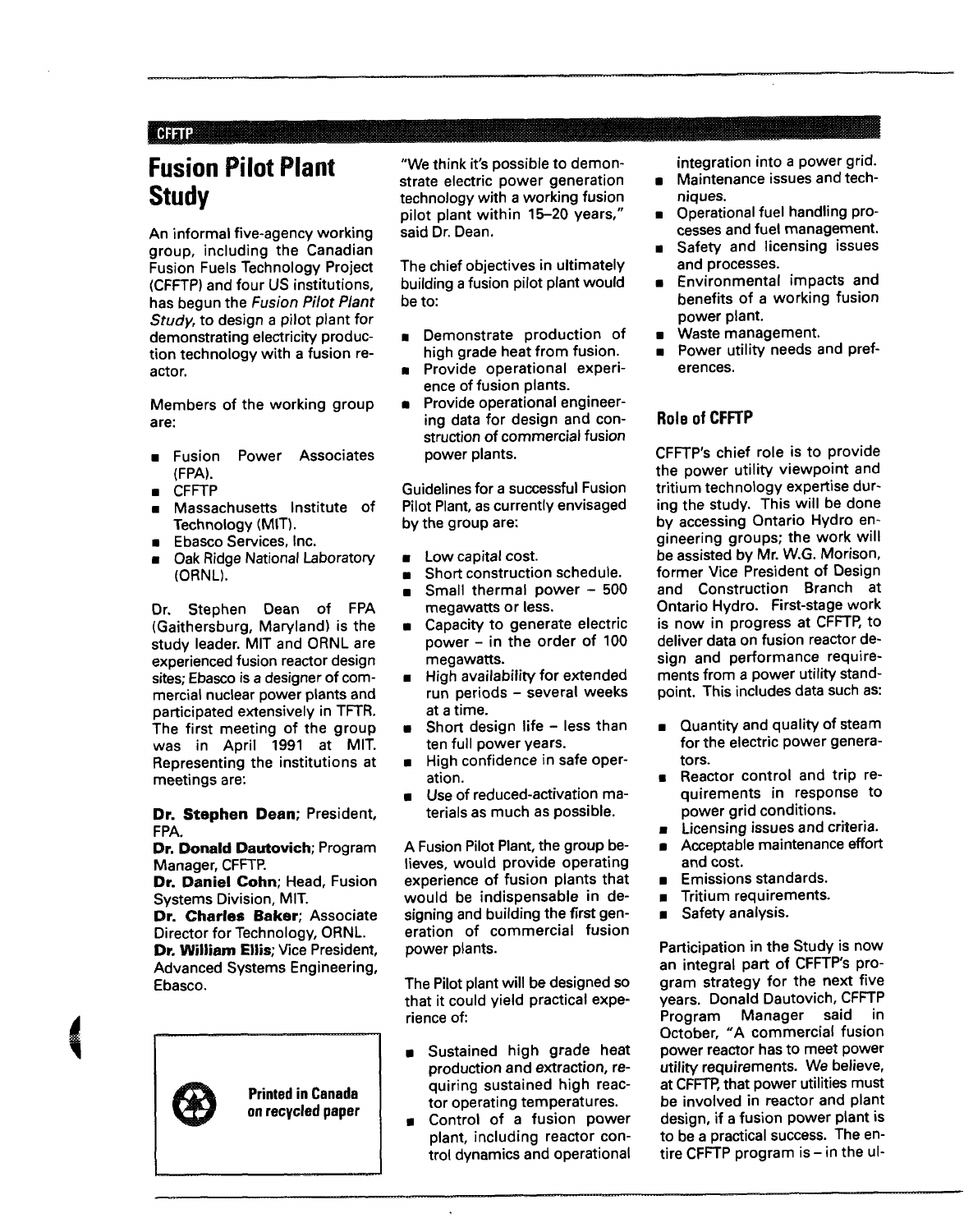CFFTP

# Fusion Pilot Plant Study

An informal five-agency working group, including the Canadian Fusion Fuels Technology Project (CFFTP) and four US institutions, has begun the *Fusion Pilot Plant Study*, to design a pilot plant for demonstrating electricity production technology with a fusion reactor.

Members of the working group are:

- Fusion Power Associates (FPA).
- CFFTP
- Massachusetts Institute of Technology (MIT).
- Ebasco Services, Inc.
- Oak Ridge National Laboratory (ORNL).

Dr. Stephen Dean of FPA (Gaithersburg, Maryland) is the study leader. MIT and ORNL are experienced fusion reactor design sites; Ebasco is a designer of commercial nuclear power plants and participated extensively in TFTR. The first meeting of the group was in April 1991 at MIT. Representing the institutions at meetings are:

**Dr. Stephen Dean**; President, FPA.
**Dr. Donald Dautovich**; Program Manager, CFFTP.
**Dr. Daniel Cohn**; Head, Fusion Systems Division, MIT.
**Dr. Charles Baker**; Associate Director for Technology, ORNL.
**Dr. William Ellis**; Vice President, Advanced Systems Engineering, Ebasco.

**Printed in Canada on recycled paper**

"We think it's possible to demonstrate electric power generation technology with a working fusion pilot plant within 15–20 years," said Dr. Dean.

The chief objectives in ultimately building a fusion pilot plant would be to:

- Demonstrate production of high grade heat from fusion.
- Provide operational experience of fusion plants.
- Provide operational engineering data for design and construction of commercial fusion power plants.

Guidelines for a successful Fusion Pilot Plant, as currently envisaged by the group are:

- Low capital cost.
- Short construction schedule.
- Small thermal power – 500 megawatts or less.
- Capacity to generate electric power – in the order of 100 megawatts.
- High availability for extended run periods – several weeks at a time.
- Short design life – less than ten full power years.
- High confidence in safe operation.
- Use of reduced-activation materials as much as possible.

A Fusion Pilot Plant, the group believes, would provide operating experience of fusion plants that would be indispensable in designing and building the first generation of commercial fusion power plants.

The Pilot plant will be designed so that it could yield practical experience of:

- Sustained high grade heat production and extraction, requiring sustained high reactor operating temperatures.
- Control of a fusion power plant, including reactor control dynamics and operational integration into a power grid.
- Maintenance issues and techniques.
- Operational fuel handling processes and fuel management.
- Safety and licensing issues and processes.
- Environmental impacts and benefits of a working fusion power plant.
- Waste management.
- Power utility needs and preferences.

## Role of CFFTP

CFFTP's chief role is to provide the power utility viewpoint and tritium technology expertise during the study. This will be done by accessing Ontario Hydro engineering groups; the work will be assisted by Mr. W.G. Morison, former Vice President of Design and Construction Branch at Ontario Hydro. First-stage work is now in progress at CFFTP, to deliver data on fusion reactor design and performance requirements from a power utility standpoint. This includes data such as:

- Quantity and quality of steam for the electric power generators.
- Reactor control and trip requirements in response to power grid conditions.
- Licensing issues and criteria.
- Acceptable maintenance effort and cost.
- Emissions standards.
- Tritium requirements.
- Safety analysis.

Participation in the Study is now an integral part of CFFTP's program strategy for the next five years. Donald Dautovich, CFFTP Program Manager said in October, "A commercial fusion power reactor has to meet power utility requirements. We believe, at CFFTP, that power utilities must be involved in reactor and plant design, if a fusion power plant is to be a practical success. The entire CFFTP program is – in the ul-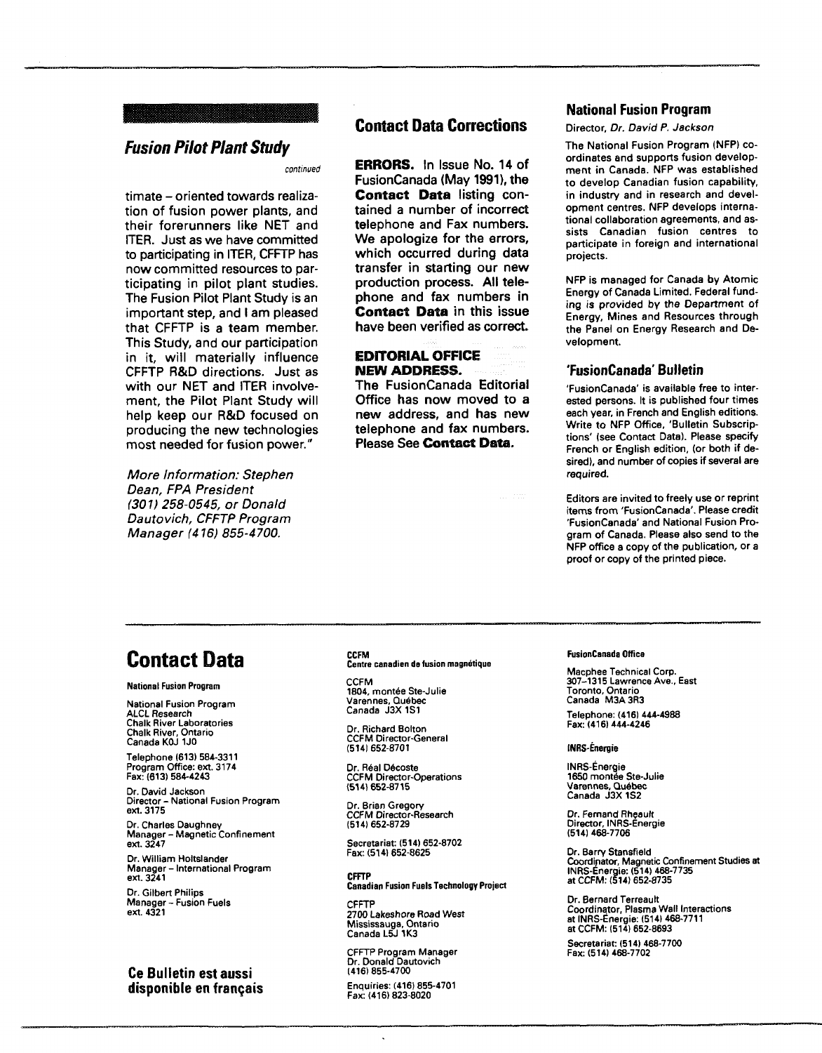## Fusion Pilot Plant Study

*continued*

timate – oriented towards realization of fusion power plants, and their forerunners like NET and ITER. Just as we have committed to participating in ITER, CFFTP has now committed resources to participating in pilot plant studies. The Fusion Pilot Plant Study is an important step, and I am pleased that CFFTP is a team member. This Study, and our participation in it, will materially influence CFFTP R&D directions. Just as with our NET and ITER involvement, the Pilot Plant Study will help keep our R&D focused on producing the new technologies most needed for fusion power."

*More Information: Stephen Dean, FPA President (301) 258-0545, or Donald Dautovich, CFFTP Program Manager (416) 855-4700.*

## Contact Data Corrections

**ERRORS.** In Issue No. 14 of FusionCanada (May 1991), the **Contact Data** listing contained a number of incorrect telephone and Fax numbers. We apologize for the errors, which occurred during data transfer in starting our new production process. All telephone and fax numbers in **Contact Data** in this issue have been verified as correct.

**EDITORIAL OFFICE NEW ADDRESS.**
The FusionCanada Editorial Office has now moved to a new address, and has new telephone and fax numbers. Please See **Contact Data.**

## National Fusion Program

Director, *Dr. David P. Jackson*

The National Fusion Program (NFP) coordinates and supports fusion development in Canada. NFP was established to develop Canadian fusion capability, in industry and in research and development centres. NFP develops international collaboration agreements, and assists Canadian fusion centres to participate in foreign and international projects.

NFP is managed for Canada by Atomic Energy of Canada Limited. Federal funding is provided by the Department of Energy, Mines and Resources through the Panel on Energy Research and Development.

## 'FusionCanada' Bulletin

'FusionCanada' is available free to interested persons. It is published four times each year, in French and English editions. Write to NFP Office, 'Bulletin Subscriptions' (see Contact Data). Please specify French or English edition, (or both if desired), and number of copies if several are required.

Editors are invited to freely use or reprint items from 'FusionCanada'. Please credit 'FusionCanada' and National Fusion Program of Canada. Please also send to the NFP office a copy of the publication, or a proof or copy of the printed piece.

# Contact Data

**National Fusion Program**

National Fusion Program
ALCL Research
Chalk River Laboratories
Chalk River, Ontario
Canada K0J 1J0

Telephone (613) 584-3311
Program Office: ext. 3174
Fax: (613) 584-4243

Dr. David Jackson
Director – National Fusion Program
ext. 3175

Dr. Charles Daughney
Manager – Magnetic Confinement
ext. 3247

Dr. William Holtslander
Manager – International Program
ext. 3241

Dr. Gilbert Philips
Manager – Fusion Fuels
ext. 4321

**Ce Bulletin est aussi disponible en français**

**CCFM**
**Centre canadien de fusion magnétique**

CCFM
1804, montée Ste-Julie
Varennes, Québec
Canada J3X 1S1

Dr. Richard Bolton
CCFM Director-General
(514) 652-8701

Dr. Réal Décoste
CCFM Director-Operations
(514) 652-8715

Dr. Brian Gregory
CCFM Director-Research
(514) 652-8729

Secretariat: (514) 652-8702
Fax: (514) 652-8625

**CFFTP**
**Canadian Fusion Fuels Technology Project**

CFFTP
2700 Lakeshore Road West
Mississauga, Ontario
Canada L5J 1K3

CFFTP Program Manager
Dr. Donald Dautovich
(416) 855-4700

Enquiries: (416) 855-4701
Fax: (416) 823-8020

**FusionCanada Office**

Macphee Technical Corp.
307–1315 Lawrence Ave., East
Toronto, Ontario
Canada M3A 3R3

Telephone: (416) 444-4988
Fax: (416) 444-4246

**INRS-Énergie**

INRS-Énergie
1650 montée Ste-Julie
Varennes, Québec
Canada J3X 1S2

Dr. Fernand Rheault
Director, INRS-Énergie
(514) 468-7706

Dr. Barry Stansfield
Coordinator, Magnetic Confinement Studies at
INRS-Énergie: (514) 468-7735
at CCFM: (514) 652-8735

Dr. Bernard Terreault
Coordinator, Plasma Wall Interactions
at INRS-Énergie: (514) 468-7711
at CCFM: (514) 652-8693

Secretariat: (514) 468-7700
Fax: (514) 468-7702